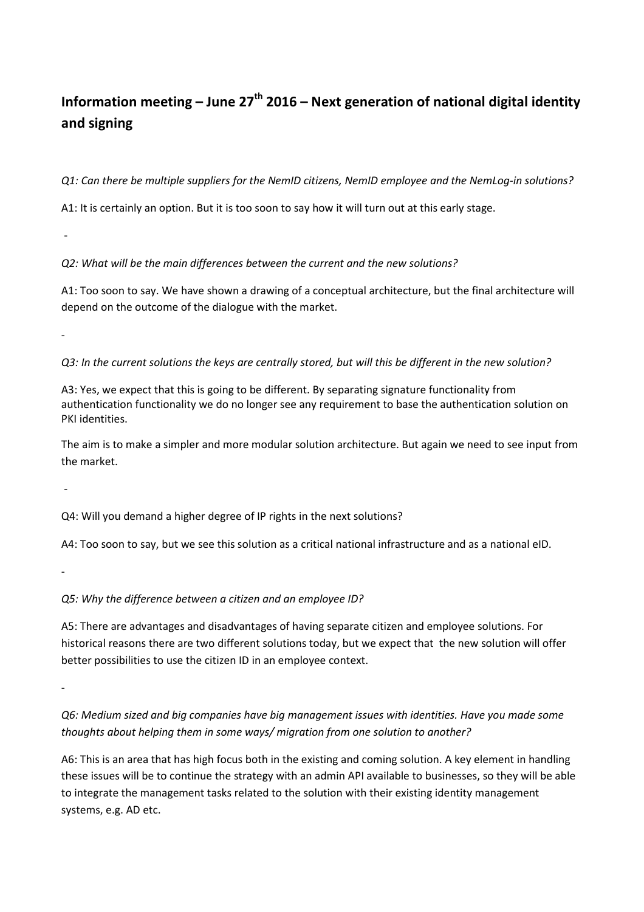# Information meeting – June 27th 2016 – Next generation of national digital identity and signing

*Q1: Can there be multiple suppliers for the NemID citizens, NemID employee and the NemLog-in solutions?*

A1: It is certainly an option. But it is too soon to say how it will turn out at this early stage.

-

*Q2: What will be the main differences between the current and the new solutions?*

A1: Too soon to say. We have shown a drawing of a conceptual architecture, but the final architecture will depend on the outcome of the dialogue with the market.

-

*Q3: In the current solutions the keys are centrally stored, but will this be different in the new solution?*

A3: Yes, we expect that this is going to be different. By separating signature functionality from authentication functionality we do no longer see any requirement to base the authentication solution on PKI identities.

The aim is to make a simpler and more modular solution architecture. But again we need to see input from the market.

-

Q4: Will you demand a higher degree of IP rights in the next solutions?

A4: Too soon to say, but we see this solution as a critical national infrastructure and as a national eID.

-

*Q5: Why the difference between a citizen and an employee ID?*

A5: There are advantages and disadvantages of having separate citizen and employee solutions. For historical reasons there are two different solutions today, but we expect that the new solution will offer better possibilities to use the citizen ID in an employee context.

-

*Q6: Medium sized and big companies have big management issues with identities. Have you made some thoughts about helping them in some ways/ migration from one solution to another?*

A6: This is an area that has high focus both in the existing and coming solution. A key element in handling these issues will be to continue the strategy with an admin API available to businesses, so they will be able to integrate the management tasks related to the solution with their existing identity management systems, e.g. AD etc.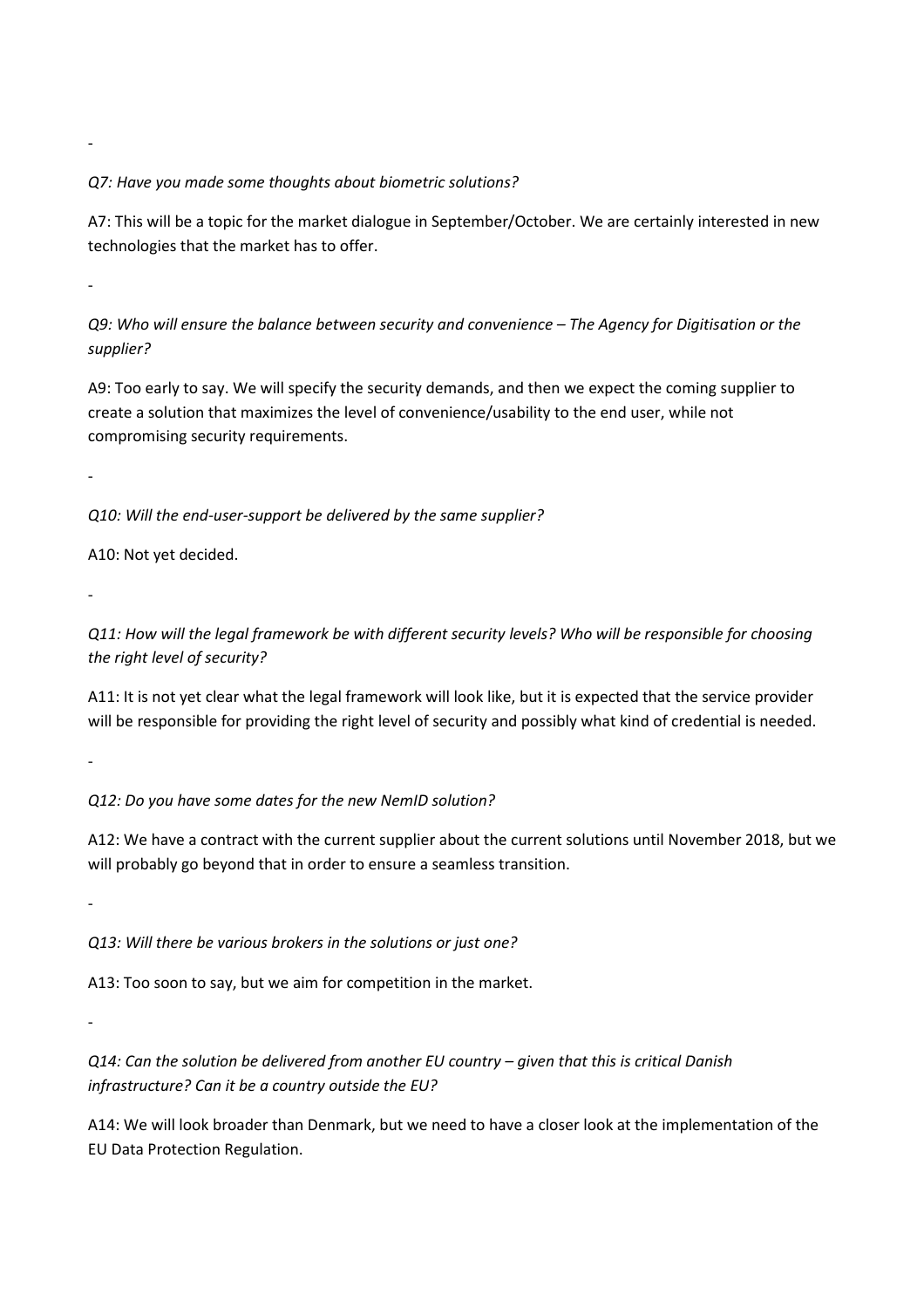-

*Q7: Have you made some thoughts about biometric solutions?*

A7: This will be a topic for the market dialogue in September/October. We are certainly interested in new technologies that the market has to offer.

-

*Q9: Who will ensure the balance between security and convenience – The Agency for Digitisation or the supplier?*

A9: Too early to say. We will specify the security demands, and then we expect the coming supplier to create a solution that maximizes the level of convenience/usability to the end user, while not compromising security requirements.

-

*Q10: Will the end-user-support be delivered by the same supplier?*

A10: Not yet decided.

-

*Q11: How will the legal framework be with different security levels? Who will be responsible for choosing the right level of security?*

A11: It is not yet clear what the legal framework will look like, but it is expected that the service provider will be responsible for providing the right level of security and possibly what kind of credential is needed.

-

*Q12: Do you have some dates for the new NemID solution?*

A12: We have a contract with the current supplier about the current solutions until November 2018, but we will probably go beyond that in order to ensure a seamless transition.

-

*Q13: Will there be various brokers in the solutions or just one?*

A13: Too soon to say, but we aim for competition in the market.

-

*Q14: Can the solution be delivered from another EU country – given that this is critical Danish infrastructure? Can it be a country outside the EU?*

A14: We will look broader than Denmark, but we need to have a closer look at the implementation of the EU Data Protection Regulation.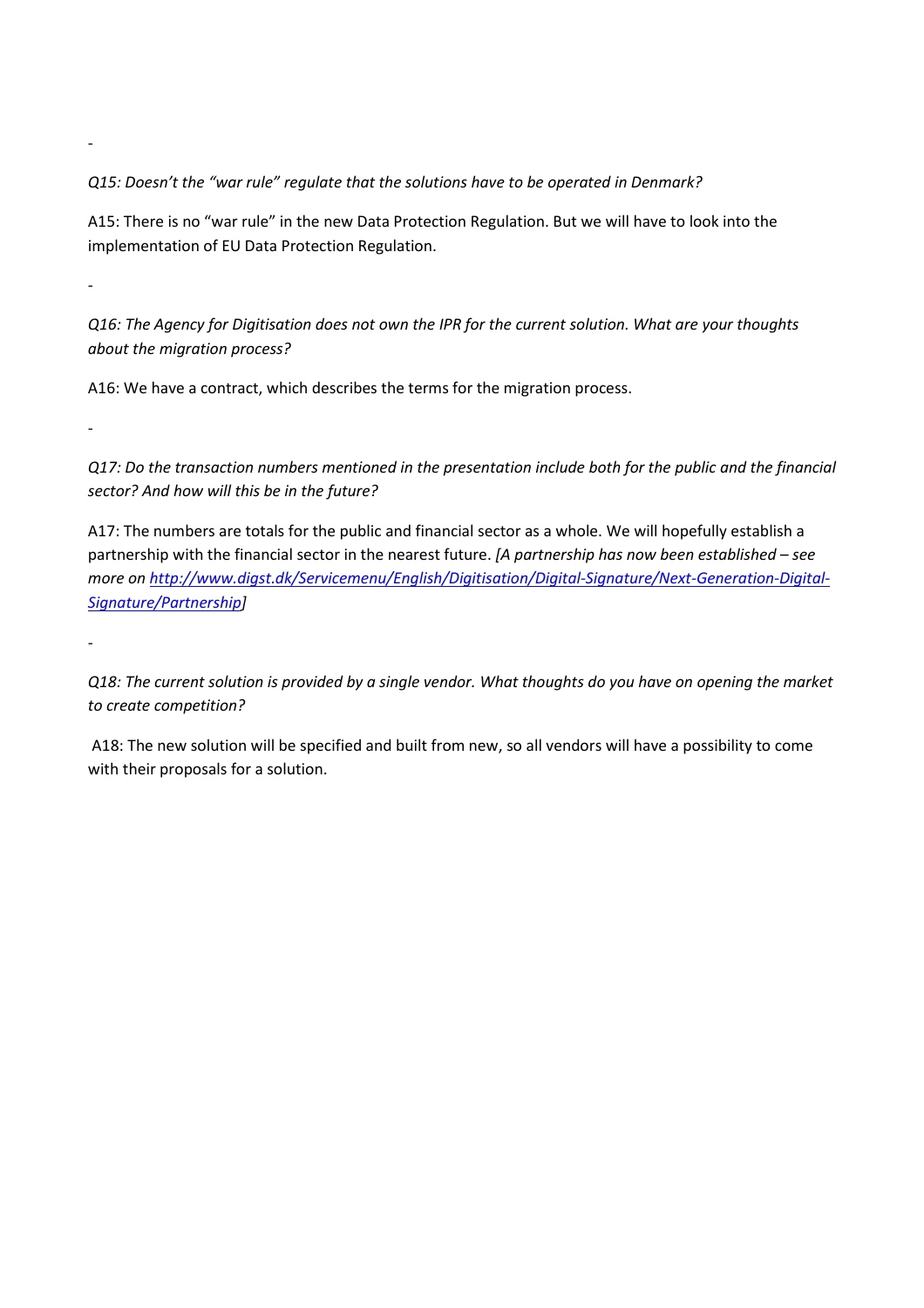-

*Q15: Doesn't the "war rule" regulate that the solutions have to be operated in Denmark?*

A15: There is no "war rule" in the new Data Protection Regulation. But we will have to look into the implementation of EU Data Protection Regulation.

-

*Q16: The Agency for Digitisation does not own the IPR for the current solution. What are your thoughts about the migration process?*

A16: We have a contract, which describes the terms for the migration process.

-

*Q17: Do the transaction numbers mentioned in the presentation include both for the public and the financial sector? And how will this be in the future?*

A17: The numbers are totals for the public and financial sector as a whole. We will hopefully establish a partnership with the financial sector in the nearest future. *[A partnership has now been established – see more on [http://www.digst.dk/Servicemenu/English/Digitisation/Digital-Signature/Next-Generation-Digital-Signature/Partnership](http://www.digst.dk/Servicemenu/English/Digitisation/Digital-Signature/Next-Generation-Digital-Signature/Partnership)]*

-

*Q18: The current solution is provided by a single vendor. What thoughts do you have on opening the market to create competition?*

A18: The new solution will be specified and built from new, so all vendors will have a possibility to come with their proposals for a solution.